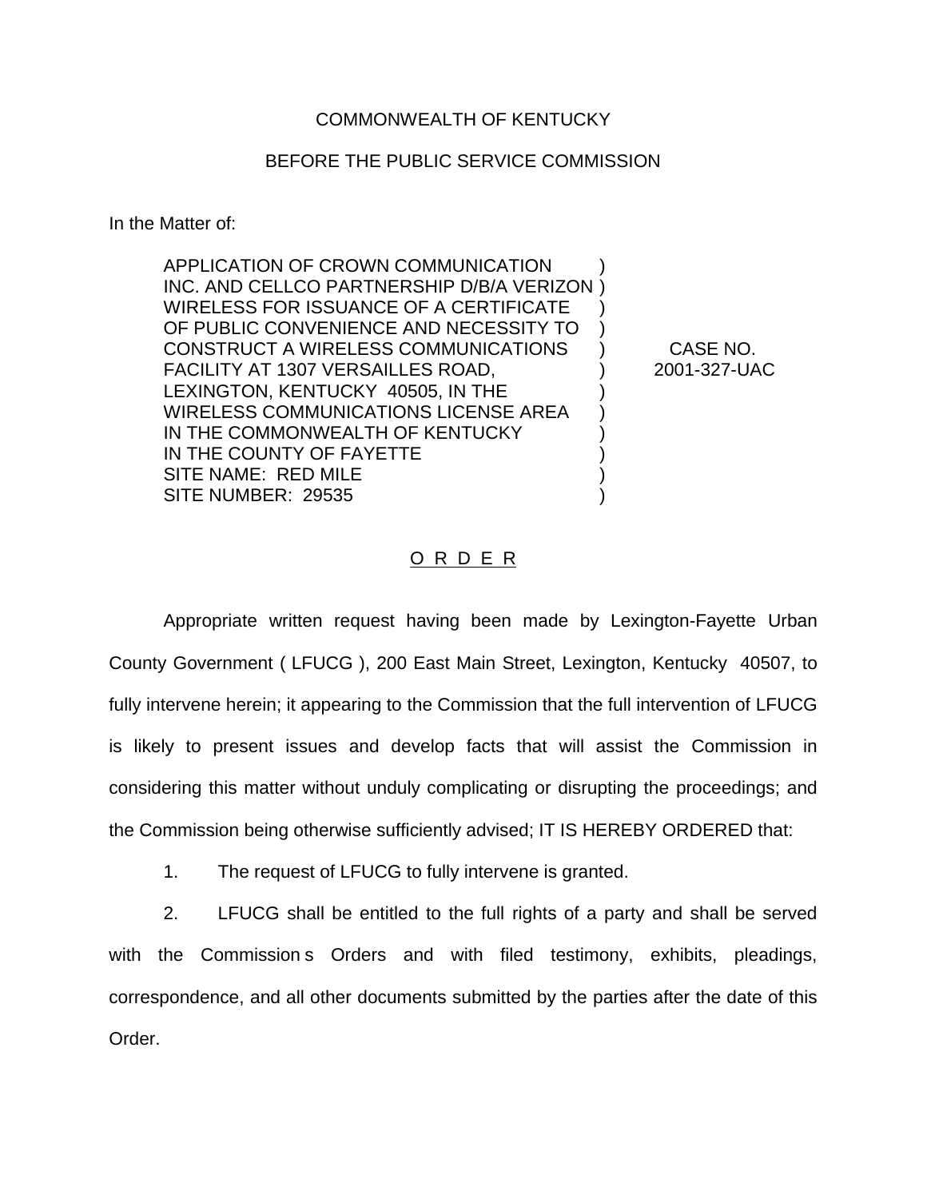COMMONWEALTH OF KENTUCKY

BEFORE THE PUBLIC SERVICE COMMISSION

In the Matter of:

| | | |
|---|---|---|
| APPLICATION OF CROWN COMMUNICATION INC. AND CELLCO PARTNERSHIP D/B/A VERIZON WIRELESS FOR ISSUANCE OF A CERTIFICATE OF PUBLIC CONVENIENCE AND NECESSITY TO CONSTRUCT A WIRELESS COMMUNICATIONS FACILITY AT 1307 VERSAILLES ROAD, LEXINGTON, KENTUCKY 40505, IN THE WIRELESS COMMUNICATIONS LICENSE AREA IN THE COMMONWEALTH OF KENTUCKY IN THE COUNTY OF FAYETTE SITE NAME: RED MILE SITE NUMBER: 29535 | ) | CASE NO. 2001-327-UAC |

## O R D E R

Appropriate written request having been made by Lexington-Fayette Urban County Government ( LFUCG ), 200 East Main Street, Lexington, Kentucky 40507, to fully intervene herein; it appearing to the Commission that the full intervention of LFUCG is likely to present issues and develop facts that will assist the Commission in considering this matter without unduly complicating or disrupting the proceedings; and the Commission being otherwise sufficiently advised; IT IS HEREBY ORDERED that:

1. The request of LFUCG to fully intervene is granted.

2. LFUCG shall be entitled to the full rights of a party and shall be served with the Commission s Orders and with filed testimony, exhibits, pleadings, correspondence, and all other documents submitted by the parties after the date of this Order.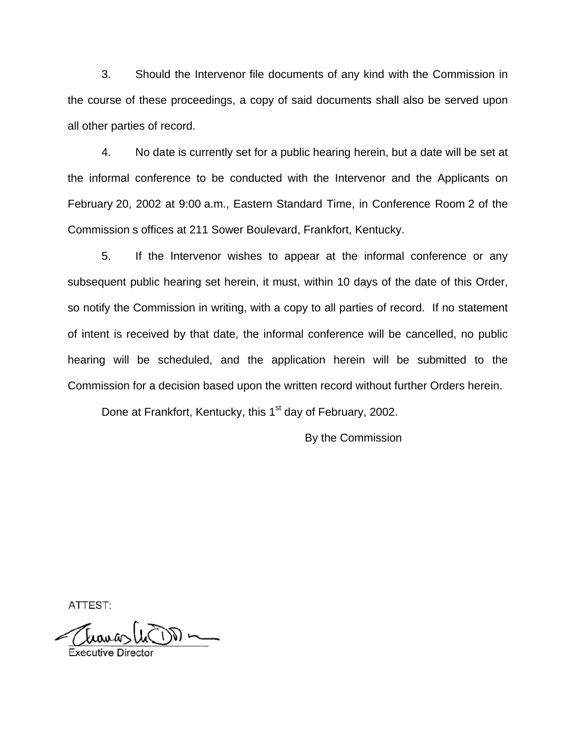3. Should the Intervenor file documents of any kind with the Commission in the course of these proceedings, a copy of said documents shall also be served upon all other parties of record.

4. No date is currently set for a public hearing herein, but a date will be set at the informal conference to be conducted with the Intervenor and the Applicants on February 20, 2002 at 9:00 a.m., Eastern Standard Time, in Conference Room 2 of the Commission s offices at 211 Sower Boulevard, Frankfort, Kentucky.

5. If the Intervenor wishes to appear at the informal conference or any subsequent public hearing set herein, it must, within 10 days of the date of this Order, so notify the Commission in writing, with a copy to all parties of record. If no statement of intent is received by that date, the informal conference will be cancelled, no public hearing will be scheduled, and the application herein will be submitted to the Commission for a decision based upon the written record without further Orders herein.

Done at Frankfort, Kentucky, this 1st day of February, 2002.

By the Commission

ATTEST:

Executive Director